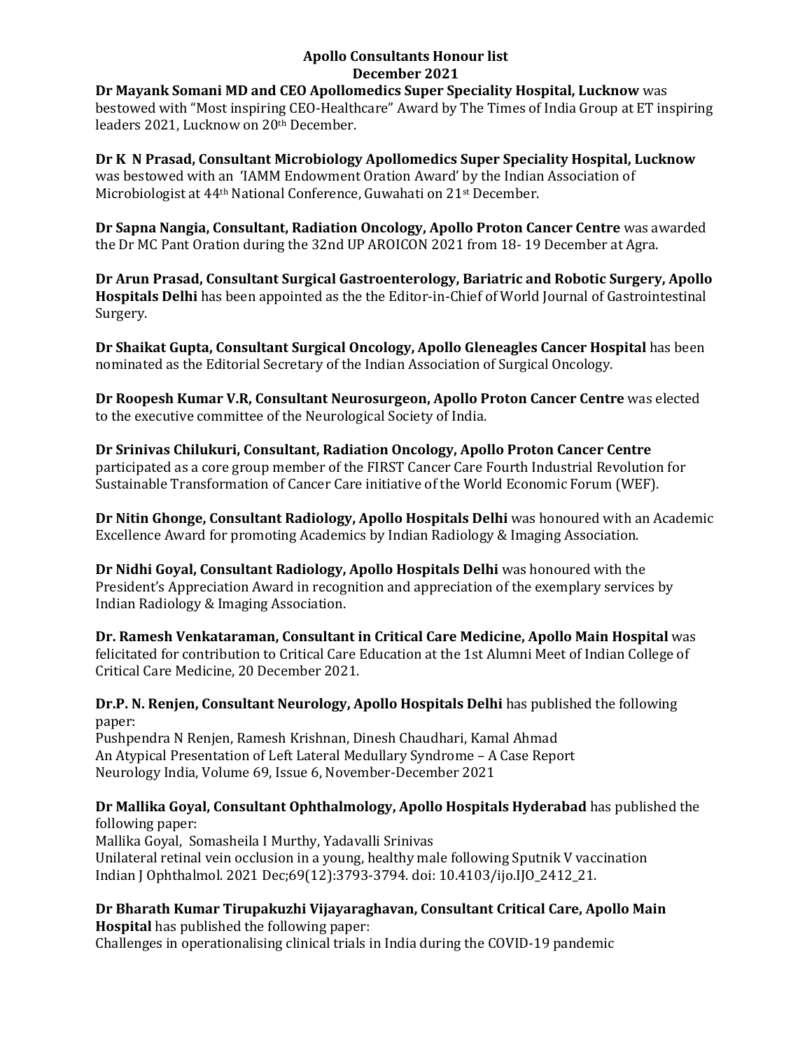# Apollo Consultants Honour list
## December 2021

**Dr Mayank Somani MD and CEO Apollomedics Super Speciality Hospital, Lucknow** was bestowed with "Most inspiring CEO-Healthcare" Award by The Times of India Group at ET inspiring leaders 2021, Lucknow on 20th December.

**Dr K N Prasad, Consultant Microbiology Apollomedics Super Speciality Hospital, Lucknow** was bestowed with an 'IAMM Endowment Oration Award' by the Indian Association of Microbiologist at 44th National Conference, Guwahati on 21st December.

**Dr Sapna Nangia, Consultant, Radiation Oncology, Apollo Proton Cancer Centre** was awarded the Dr MC Pant Oration during the 32nd UP AROICON 2021 from 18- 19 December at Agra.

**Dr Arun Prasad, Consultant Surgical Gastroenterology, Bariatric and Robotic Surgery, Apollo Hospitals Delhi** has been appointed as the the Editor-in-Chief of World Journal of Gastrointestinal Surgery.

**Dr Shaikat Gupta, Consultant Surgical Oncology, Apollo Gleneagles Cancer Hospital** has been nominated as the Editorial Secretary of the Indian Association of Surgical Oncology.

**Dr Roopesh Kumar V.R, Consultant Neurosurgeon, Apollo Proton Cancer Centre** was elected to the executive committee of the Neurological Society of India.

**Dr Srinivas Chilukuri, Consultant, Radiation Oncology, Apollo Proton Cancer Centre** participated as a core group member of the FIRST Cancer Care Fourth Industrial Revolution for Sustainable Transformation of Cancer Care initiative of the World Economic Forum (WEF).

**Dr Nitin Ghonge, Consultant Radiology, Apollo Hospitals Delhi** was honoured with an Academic Excellence Award for promoting Academics by Indian Radiology & Imaging Association.

**Dr Nidhi Goyal, Consultant Radiology, Apollo Hospitals Delhi** was honoured with the President's Appreciation Award in recognition and appreciation of the exemplary services by Indian Radiology & Imaging Association.

**Dr. Ramesh Venkataraman, Consultant in Critical Care Medicine, Apollo Main Hospital** was felicitated for contribution to Critical Care Education at the 1st Alumni Meet of Indian College of Critical Care Medicine, 20 December 2021.

**Dr.P. N. Renjen, Consultant Neurology, Apollo Hospitals Delhi** has published the following paper:
Pushpendra N Renjen, Ramesh Krishnan, Dinesh Chaudhari, Kamal Ahmad
An Atypical Presentation of Left Lateral Medullary Syndrome – A Case Report
Neurology India, Volume 69, Issue 6, November-December 2021

**Dr Mallika Goyal, Consultant Ophthalmology, Apollo Hospitals Hyderabad** has published the following paper:
Mallika Goyal, Somasheila I Murthy, Yadavalli Srinivas
Unilateral retinal vein occlusion in a young, healthy male following Sputnik V vaccination
Indian J Ophthalmol. 2021 Dec;69(12):3793-3794. doi: 10.4103/ijo.IJO_2412_21.

**Dr Bharath Kumar Tirupakuzhi Vijayaraghavan, Consultant Critical Care, Apollo Main Hospital** has published the following paper:
Challenges in operationalising clinical trials in India during the COVID-19 pandemic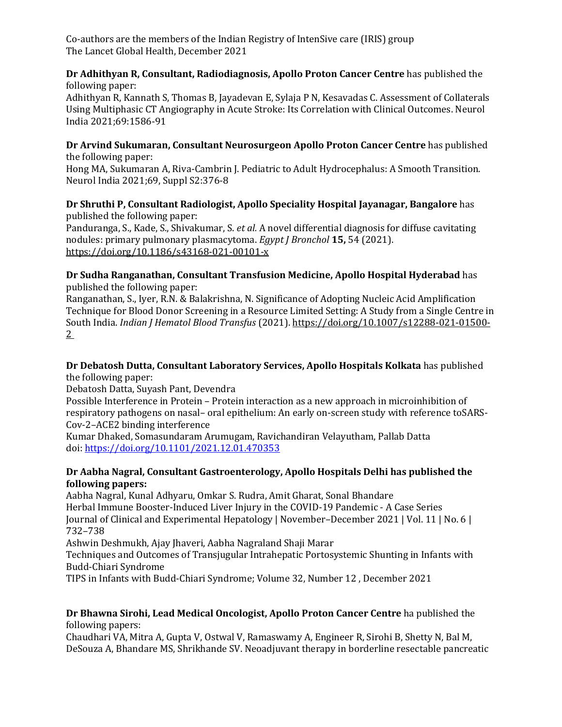Co-authors are the members of the Indian Registry of IntenSive care (IRIS) group
The Lancet Global Health, December 2021

**Dr Adhithyan R, Consultant, Radiodiagnosis, Apollo Proton Cancer Centre** has published the following paper:
Adhithyan R, Kannath S, Thomas B, Jayadevan E, Sylaja P N, Kesavadas C. Assessment of Collaterals Using Multiphasic CT Angiography in Acute Stroke: Its Correlation with Clinical Outcomes. Neurol India 2021;69:1586-91

**Dr Arvind Sukumaran, Consultant Neurosurgeon Apollo Proton Cancer Centre** has published the following paper:
Hong MA, Sukumaran A, Riva-Cambrin J. Pediatric to Adult Hydrocephalus: A Smooth Transition. Neurol India 2021;69, Suppl S2:376-8

**Dr Shruthi P, Consultant Radiologist, Apollo Speciality Hospital Jayanagar, Bangalore** has published the following paper:
Panduranga, S., Kade, S., Shivakumar, S. *et al.* A novel differential diagnosis for diffuse cavitating nodules: primary pulmonary plasmacytoma. *Egypt J Bronchol* **15,** 54 (2021). https://doi.org/10.1186/s43168-021-00101-x

**Dr Sudha Ranganathan, Consultant Transfusion Medicine, Apollo Hospital Hyderabad** has published the following paper:
Ranganathan, S., Iyer, R.N. & Balakrishna, N. Significance of Adopting Nucleic Acid Amplification Technique for Blood Donor Screening in a Resource Limited Setting: A Study from a Single Centre in South India. *Indian J Hematol Blood Transfus* (2021). https://doi.org/10.1007/s12288-021-01500-2

**Dr Debatosh Dutta, Consultant Laboratory Services, Apollo Hospitals Kolkata** has published the following paper:
Debatosh Datta, Suyash Pant, Devendra
Possible Interference in Protein – Protein interaction as a new approach in microinhibition of respiratory pathogens on nasal– oral epithelium: An early on-screen study with reference toSARS-Cov-2–ACE2 binding interference
Kumar Dhaked, Somasundaram Arumugam, Ravichandiran Velayutham, Pallab Datta
doi: https://doi.org/10.1101/2021.12.01.470353

**Dr Aabha Nagral, Consultant Gastroenterology, Apollo Hospitals Delhi has published the following papers:**
Aabha Nagral, Kunal Adhyaru, Omkar S. Rudra, Amit Gharat, Sonal Bhandare
Herbal Immune Booster-Induced Liver Injury in the COVID-19 Pandemic - A Case Series
Journal of Clinical and Experimental Hepatology | November–December 2021 | Vol. 11 | No. 6 | 732–738
Ashwin Deshmukh, Ajay Jhaveri, Aabha Nagraland Shaji Marar
Techniques and Outcomes of Transjugular Intrahepatic Portosystemic Shunting in Infants with Budd-Chiari Syndrome
TIPS in Infants with Budd-Chiari Syndrome; Volume 32, Number 12 , December 2021

**Dr Bhawna Sirohi, Lead Medical Oncologist, Apollo Proton Cancer Centre** ha published the following papers:
Chaudhari VA, Mitra A, Gupta V, Ostwal V, Ramaswamy A, Engineer R, Sirohi B, Shetty N, Bal M, DeSouza A, Bhandare MS, Shrikhande SV. Neoadjuvant therapy in borderline resectable pancreatic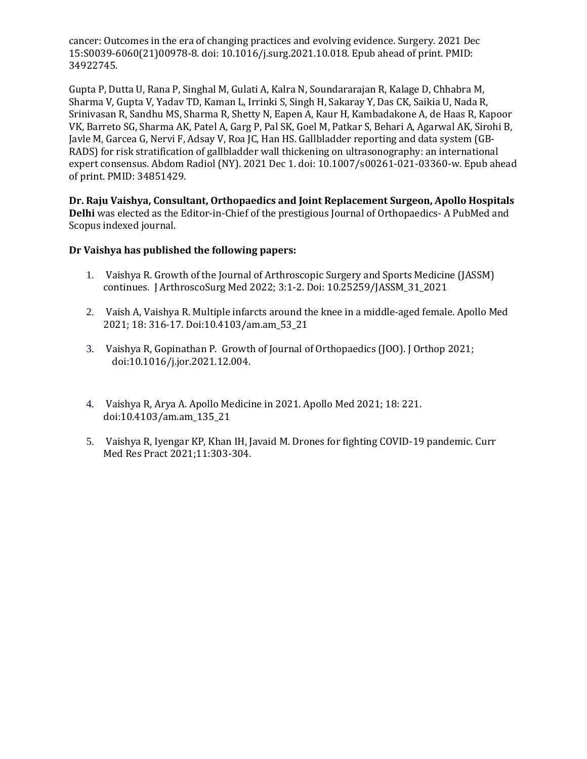cancer: Outcomes in the era of changing practices and evolving evidence. Surgery. 2021 Dec 15:S0039-6060(21)00978-8. doi: 10.1016/j.surg.2021.10.018. Epub ahead of print. PMID: 34922745.

Gupta P, Dutta U, Rana P, Singhal M, Gulati A, Kalra N, Soundararajan R, Kalage D, Chhabra M, Sharma V, Gupta V, Yadav TD, Kaman L, Irrinki S, Singh H, Sakaray Y, Das CK, Saikia U, Nada R, Srinivasan R, Sandhu MS, Sharma R, Shetty N, Eapen A, Kaur H, Kambadakone A, de Haas R, Kapoor VK, Barreto SG, Sharma AK, Patel A, Garg P, Pal SK, Goel M, Patkar S, Behari A, Agarwal AK, Sirohi B, Javle M, Garcea G, Nervi F, Adsay V, Roa JC, Han HS. Gallbladder reporting and data system (GB-RADS) for risk stratification of gallbladder wall thickening on ultrasonography: an international expert consensus. Abdom Radiol (NY). 2021 Dec 1. doi: 10.1007/s00261-021-03360-w. Epub ahead of print. PMID: 34851429.

**Dr. Raju Vaishya, Consultant, Orthopaedics and Joint Replacement Surgeon, Apollo Hospitals Delhi** was elected as the Editor-in-Chief of the prestigious Journal of Orthopaedics- A PubMed and Scopus indexed journal.

**Dr Vaishya has published the following papers:**

1. Vaishya R. Growth of the Journal of Arthroscopic Surgery and Sports Medicine (JASSM) continues. J ArthroscoSurg Med 2022; 3:1-2. Doi: 10.25259/JASSM_31_2021

2. Vaish A, Vaishya R. Multiple infarcts around the knee in a middle-aged female. Apollo Med 2021; 18: 316-17. Doi:10.4103/am.am_53_21

3. Vaishya R, Gopinathan P. Growth of Journal of Orthopaedics (JOO). J Orthop 2021; doi:10.1016/j.jor.2021.12.004.

4. Vaishya R, Arya A. Apollo Medicine in 2021. Apollo Med 2021; 18: 221. doi:10.4103/am.am_135_21

5. Vaishya R, Iyengar KP, Khan IH, Javaid M. Drones for fighting COVID-19 pandemic. Curr Med Res Pract 2021;11:303-304.